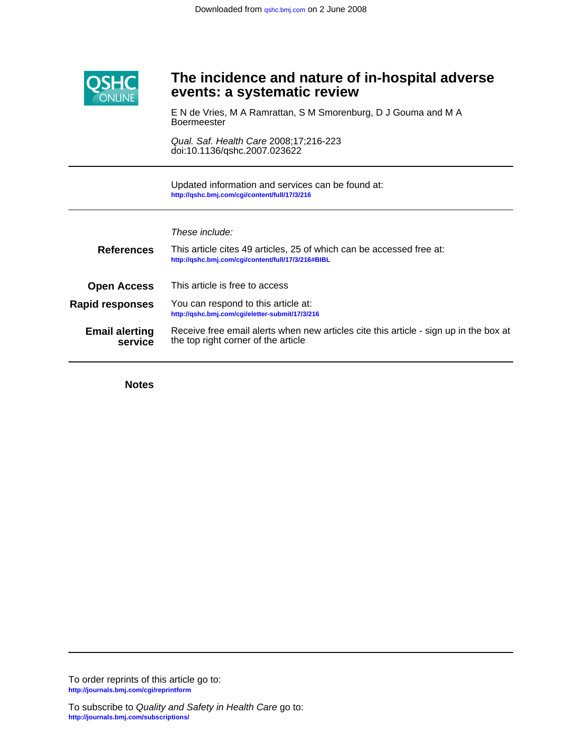Downloaded from qshc.bmj.com on 2 June 2008

QSHC ONLINE

# The incidence and nature of in-hospital adverse events: a systematic review

E N de Vries, M A Ramrattan, S M Smorenburg, D J Gouma and M A Boermeester

*Qual. Saf. Health Care* 2008;17;216-223
doi:10.1136/qshc.2007.023622

---

Updated information and services can be found at:
http://qshc.bmj.com/cgi/content/full/17/3/216

---

*These include:*

**References** This article cites 49 articles, 25 of which can be accessed free at:
http://qshc.bmj.com/cgi/content/full/17/3/216#BIBL

**Open Access** This article is free to access

**Rapid responses** You can respond to this article at:
http://qshc.bmj.com/cgi/eletter-submit/17/3/216

**Email alerting service** Receive free email alerts when new articles cite this article - sign up in the box at the top right corner of the article

---

**Notes**

---

To order reprints of this article go to:
http://journals.bmj.com/cgi/reprintform

To subscribe to *Quality and Safety in Health Care* go to:
http://journals.bmj.com/subscriptions/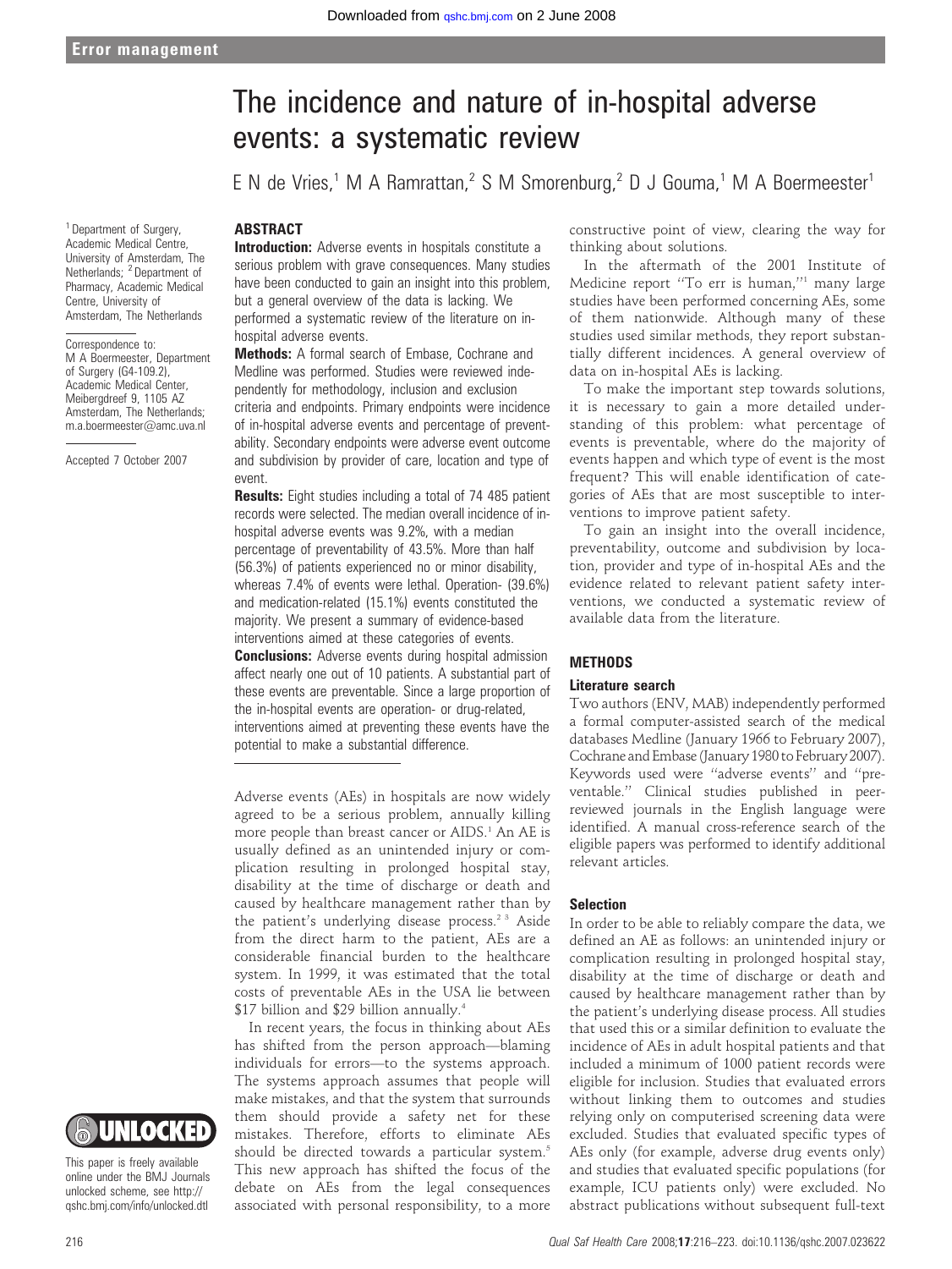Error management

# The incidence and nature of in-hospital adverse events: a systematic review

E N de Vries,[1] M A Ramrattan,[2] S M Smorenburg,[2] D J Gouma,[1] M A Boermeester[1]

[1] Department of Surgery, Academic Medical Centre, University of Amsterdam, The Netherlands; [2] Department of Pharmacy, Academic Medical Centre, University of Amsterdam, The Netherlands

Correspondence to: M A Boermeester, Department of Surgery (G4-109.2), Academic Medical Center, Meibergdreef 9, 1105 AZ Amsterdam, The Netherlands; m.a.boermeester@amc.uva.nl

Accepted 7 October 2007

## ABSTRACT

**Introduction:** Adverse events in hospitals constitute a serious problem with grave consequences. Many studies have been conducted to gain an insight into this problem, but a general overview of the data is lacking. We performed a systematic review of the literature on in-hospital adverse events.

**Methods:** A formal search of Embase, Cochrane and Medline was performed. Studies were reviewed independently for methodology, inclusion and exclusion criteria and endpoints. Primary endpoints were incidence of in-hospital adverse events and percentage of preventability. Secondary endpoints were adverse event outcome and subdivision by provider of care, location and type of event.

**Results:** Eight studies including a total of 74 485 patient records were selected. The median overall incidence of in-hospital adverse events was 9.2%, with a median percentage of preventability of 43.5%. More than half (56.3%) of patients experienced no or minor disability, whereas 7.4% of events were lethal. Operation- (39.6%) and medication-related (15.1%) events constituted the majority. We present a summary of evidence-based interventions aimed at these categories of events.

**Conclusions:** Adverse events during hospital admission affect nearly one out of 10 patients. A substantial part of these events are preventable. Since a large proportion of the in-hospital events are operation- or drug-related, interventions aimed at preventing these events have the potential to make a substantial difference.

Adverse events (AEs) in hospitals are now widely agreed to be a serious problem, annually killing more people than breast cancer or AIDS.[1] An AE is usually defined as an unintended injury or complication resulting in prolonged hospital stay, disability at the time of discharge or death and caused by healthcare management rather than by the patient's underlying disease process.[2 3] Aside from the direct harm to the patient, AEs are a considerable financial burden to the healthcare system. In 1999, it was estimated that the total costs of preventable AEs in the USA lie between \$17 billion and \$29 billion annually.[4]

In recent years, the focus in thinking about AEs has shifted from the person approach—blaming individuals for errors—to the systems approach. The systems approach assumes that people will make mistakes, and that the system that surrounds them should provide a safety net for these mistakes. Therefore, efforts to eliminate AEs should be directed towards a particular system.[5] This new approach has shifted the focus of the debate on AEs from the legal consequences associated with personal responsibility, to a more constructive point of view, clearing the way for thinking about solutions.

In the aftermath of the 2001 Institute of Medicine report "To err is human,"[1] many large studies have been performed concerning AEs, some of them nationwide. Although many of these studies used similar methods, they report substantially different incidences. A general overview of data on in-hospital AEs is lacking.

To make the important step towards solutions, it is necessary to gain a more detailed understanding of this problem: what percentage of events is preventable, where do the majority of events happen and which type of event is the most frequent? This will enable identification of categories of AEs that are most susceptible to interventions to improve patient safety.

To gain an insight into the overall incidence, preventability, outcome and subdivision by location, provider and type of in-hospital AEs and the evidence related to relevant patient safety interventions, we conducted a systematic review of available data from the literature.

## METHODS

### Literature search

Two authors (ENV, MAB) independently performed a formal computer-assisted search of the medical databases Medline (January 1966 to February 2007), Cochrane and Embase (January 1980 to February 2007). Keywords used were "adverse events" and "preventable." Clinical studies published in peer-reviewed journals in the English language were identified. A manual cross-reference search of the eligible papers was performed to identify additional relevant articles.

### Selection

In order to be able to reliably compare the data, we defined an AE as follows: an unintended injury or complication resulting in prolonged hospital stay, disability at the time of discharge or death and caused by healthcare management rather than by the patient's underlying disease process. All studies that used this or a similar definition to evaluate the incidence of AEs in adult hospital patients and that included a minimum of 1000 patient records were eligible for inclusion. Studies that evaluated errors without linking them to outcomes and studies relying only on computerised screening data were excluded. Studies that evaluated specific types of AEs only (for example, adverse drug events only) and studies that evaluated specific populations (for example, ICU patients only) were excluded. No abstract publications without subsequent full-text

This paper is freely available online under the BMJ Journals unlocked scheme, see http://qshc.bmj.com/info/unlocked.dtl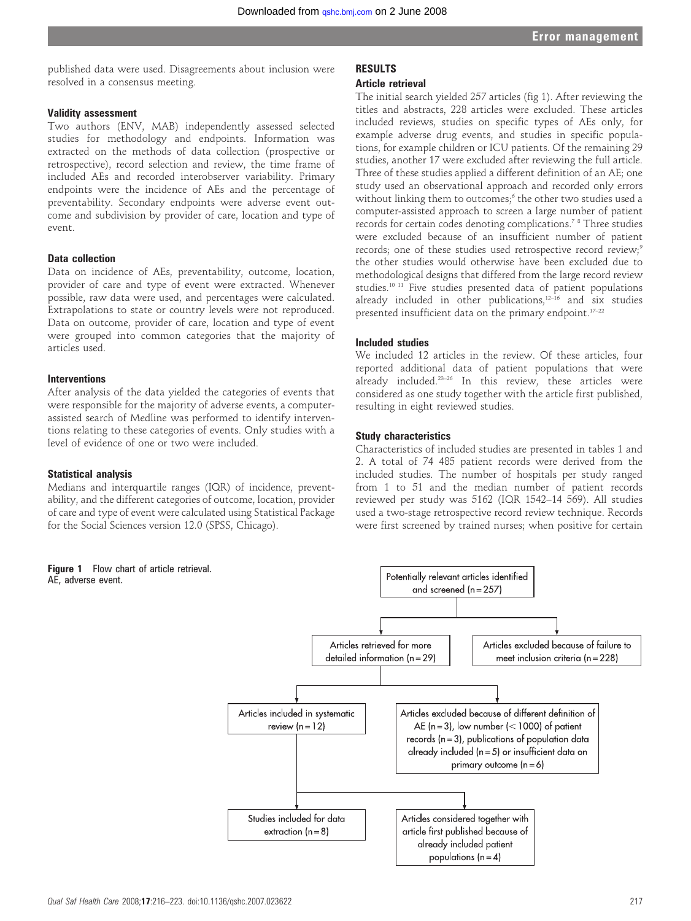published data were used. Disagreements about inclusion were resolved in a consensus meeting.

### Validity assessment

Two authors (ENV, MAB) independently assessed selected studies for methodology and endpoints. Information was extracted on the methods of data collection (prospective or retrospective), record selection and review, the time frame of included AEs and recorded interobserver variability. Primary endpoints were the incidence of AEs and the percentage of preventability. Secondary endpoints were adverse event outcome and subdivision by provider of care, location and type of event.

### Data collection

Data on incidence of AEs, preventability, outcome, location, provider of care and type of event were extracted. Whenever possible, raw data were used, and percentages were calculated. Extrapolations to state or country levels were not reproduced. Data on outcome, provider of care, location and type of event were grouped into common categories that the majority of articles used.

### Interventions

After analysis of the data yielded the categories of events that were responsible for the majority of adverse events, a computer-assisted search of Medline was performed to identify interventions relating to these categories of events. Only studies with a level of evidence of one or two were included.

### Statistical analysis

Medians and interquartile ranges (IQR) of incidence, preventability, and the different categories of outcome, location, provider of care and type of event were calculated using Statistical Package for the Social Sciences version 12.0 (SPSS, Chicago).

## RESULTS

### Article retrieval

The initial search yielded 257 articles (fig 1). After reviewing the titles and abstracts, 228 articles were excluded. These articles included reviews, studies on specific types of AEs only, for example adverse drug events, and studies in specific populations, for example children or ICU patients. Of the remaining 29 studies, another 17 were excluded after reviewing the full article. Three of these studies applied a different definition of an AE; one study used an observational approach and recorded only errors without linking them to outcomes;[6] the other two studies used a computer-assisted approach to screen a large number of patient records for certain codes denoting complications.[7 8] Three studies were excluded because of an insufficient number of patient records; one of these studies used retrospective record review;[9] the other studies would otherwise have been excluded due to methodological designs that differed from the large record review studies.[10 11] Five studies presented data of patient populations already included in other publications,[12–16] and six studies presented insufficient data on the primary endpoint.[17–22]

### Included studies

We included 12 articles in the review. Of these articles, four reported additional data of patient populations that were already included.[23–26] In this review, these articles were considered as one study together with the article first published, resulting in eight reviewed studies.

### Study characteristics

Characteristics of included studies are presented in tables 1 and 2. A total of 74 485 patient records were derived from the included studies. The number of hospitals per study ranged from 1 to 51 and the median number of patient records reviewed per study was 5162 (IQR 1542–14 569). All studies used a two-stage retrospective record review technique. Records were first screened by trained nurses; when positive for certain

Potentially relevant articles identified and screened (n = 257)
→ Articles retrieved for more detailed information (n = 29)
→ Articles excluded because of failure to meet inclusion criteria (n = 228)

Articles retrieved for more detailed information (n = 29)
→ Articles included in systematic review (n = 12)
→ Articles excluded because of different definition of AE (n = 3), low number (< 1000) of patient records (n = 3), publications of population data already included (n = 5) or insufficient data on primary outcome (n = 6)

Articles included in systematic review (n = 12)
→ Studies included for data extraction (n = 8)
→ Articles considered together with article first published because of already included patient populations (n = 4)

**Figure 1** Flow chart of article retrieval. AE, adverse event.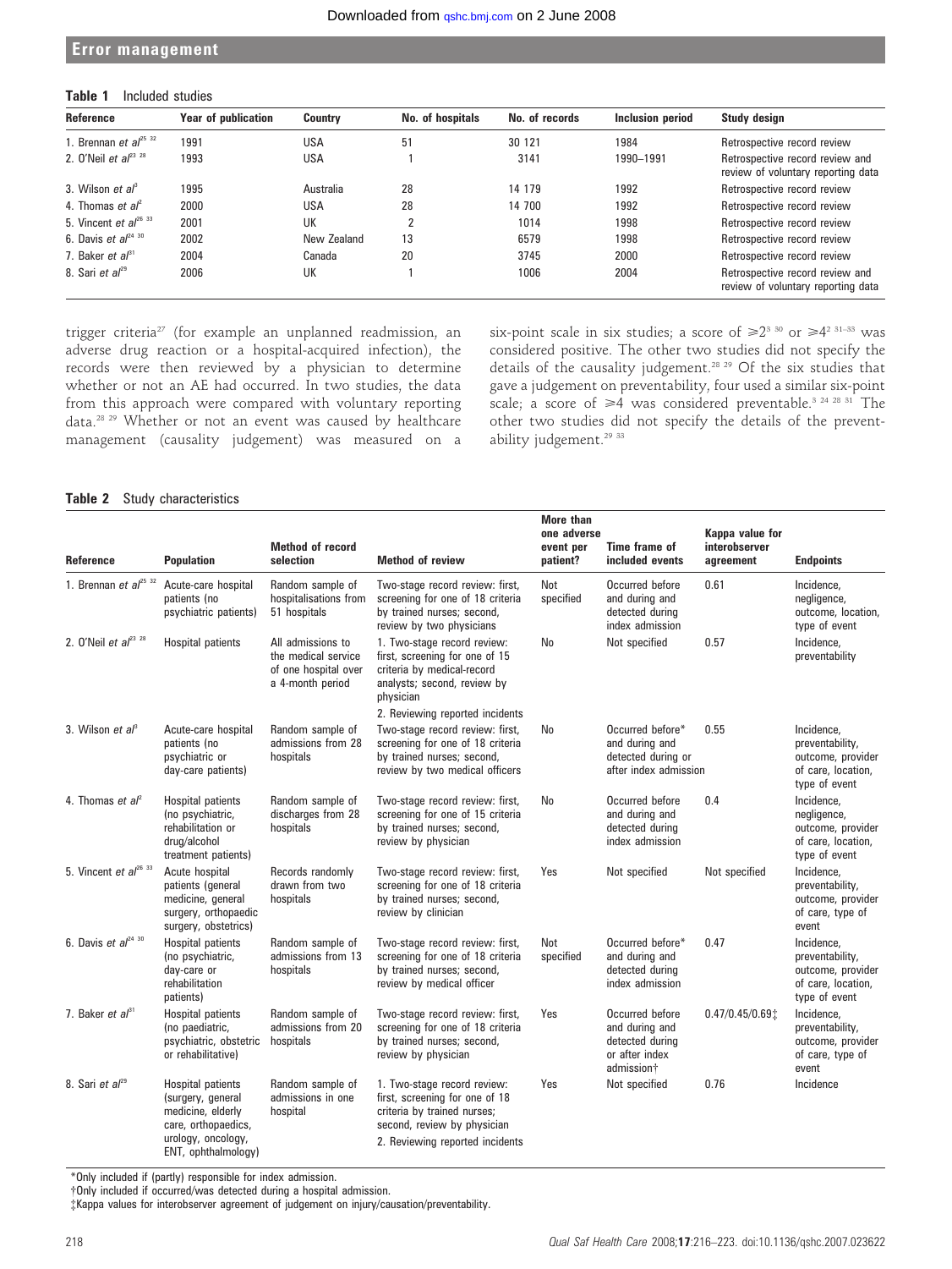**Table 1** Included studies

| Reference | Year of publication | Country | No. of hospitals | No. of records | Inclusion period | Study design |
|---|---|---|---|---|---|---|
| 1. Brennan *et al*[25 32] | 1991 | USA | 51 | 30 121 | 1984 | Retrospective record review |
| 2. O'Neil *et al*[23 28] | 1993 | USA | 1 | 3141 | 1990–1991 | Retrospective record review and review of voluntary reporting data |
| 3. Wilson *et al*[3] | 1995 | Australia | 28 | 14 179 | 1992 | Retrospective record review |
| 4. Thomas *et al*[2] | 2000 | USA | 28 | 14 700 | 1992 | Retrospective record review |
| 5. Vincent *et al*[26 33] | 2001 | UK | 2 | 1014 | 1998 | Retrospective record review |
| 6. Davis *et al*[24 30] | 2002 | New Zealand | 13 | 6579 | 1998 | Retrospective record review |
| 7. Baker *et al*[31] | 2004 | Canada | 20 | 3745 | 2000 | Retrospective record review |
| 8. Sari *et al*[29] | 2006 | UK | 1 | 1006 | 2004 | Retrospective record review and review of voluntary reporting data |

trigger criteria[27] (for example an unplanned readmission, an adverse drug reaction or a hospital-acquired infection), the records were then reviewed by a physician to determine whether or not an AE had occurred. In two studies, the data from this approach were compared with voluntary reporting data.[28 29] Whether or not an event was caused by healthcare management (causality judgement) was measured on a six-point scale in six studies; a score of ≥2[3 30] or ≥4[2 31–33] was considered positive. The other two studies did not specify the details of the causality judgement.[28 29] Of the six studies that gave a judgement on preventability, four used a similar six-point scale; a score of ≥4 was considered preventable.[3 24 28 31] The other two studies did not specify the details of the preventability judgement.[29 33]

**Table 2** Study characteristics

| Reference | Population | Method of record selection | Method of review | More than one adverse event per patient? | Time frame of included events | Kappa value for interobserver agreement | Endpoints |
|---|---|---|---|---|---|---|---|
| 1. Brennan *et al*[25 32] | Acute-care hospital patients (no psychiatric patients) | Random sample of hospitalisations from 51 hospitals | Two-stage record review: first, screening for one of 18 criteria by trained nurses; second, review by two physicians | Not specified | Occurred before and during and detected during index admission | 0.61 | Incidence, negligence, outcome, location, type of event |
| 2. O'Neil *et al*[23 28] | Hospital patients | All admissions to the medical service of one hospital over a 4-month period | 1. Two-stage record review: first, screening for one of 15 criteria by medical-record analysts; second, review by physician<br>2. Reviewing reported incidents | No | Not specified | 0.57 | Incidence, preventability |
| 3. Wilson *et al*[3] | Acute-care hospital patients (no psychiatric or day-care patients) | Random sample of admissions from 28 hospitals | Two-stage record review: first, screening for one of 18 criteria by trained nurses; second, review by two medical officers | No | Occurred before* and during and detected during or after index admission | 0.55 | Incidence, preventability, outcome, provider of care, location, type of event |
| 4. Thomas *et al*[2] | Hospital patients (no psychiatric, rehabilitation or drug/alcohol treatment patients) | Random sample of discharges from 28 hospitals | Two-stage record review: first, screening for one of 15 criteria by trained nurses; second, review by physician | No | Occurred before and during and detected during index admission | 0.4 | Incidence, negligence, outcome, provider of care, location, type of event |
| 5. Vincent *et al*[26 33] | Acute hospital patients (general medicine, general surgery, orthopaedic surgery, obstetrics) | Records randomly drawn from two hospitals | Two-stage record review: first, screening for one of 18 criteria by trained nurses; second, review by clinician | Yes | Not specified | Not specified | Incidence, preventability, outcome, provider of care, type of event |
| 6. Davis *et al*[24 30] | Hospital patients (no psychiatric, day-care or rehabilitation patients) | Random sample of admissions from 13 hospitals | Two-stage record review: first, screening for one of 18 criteria by trained nurses; second, review by medical officer | Not specified | Occurred before* and during and detected during index admission | 0.47 | Incidence, preventability, outcome, provider of care, location, type of event |
| 7. Baker *et al*[31] | Hospital patients (no paediatric, psychiatric, obstetric or rehabilitative) | Random sample of admissions from 20 hospitals | Two-stage record review: first, screening for one of 18 criteria by trained nurses; second, review by physician | Yes | Occurred before and during and detected during or after index admission† | 0.47/0.45/0.69‡ | Incidence, preventability, outcome, provider of care, type of event |
| 8. Sari *et al*[29] | Hospital patients (surgery, general medicine, elderly care, orthopaedics, urology, oncology, ENT, ophthalmology) | Random sample of admissions in one hospital | 1. Two-stage record review: first, screening for one of 18 criteria by trained nurses; second, review by physician<br>2. Reviewing reported incidents | Yes | Not specified | 0.76 | Incidence |

*Only included if (partly) responsible for index admission.
†Only included if occurred/was detected during a hospital admission.
‡Kappa values for interobserver agreement of judgement on injury/causation/preventability.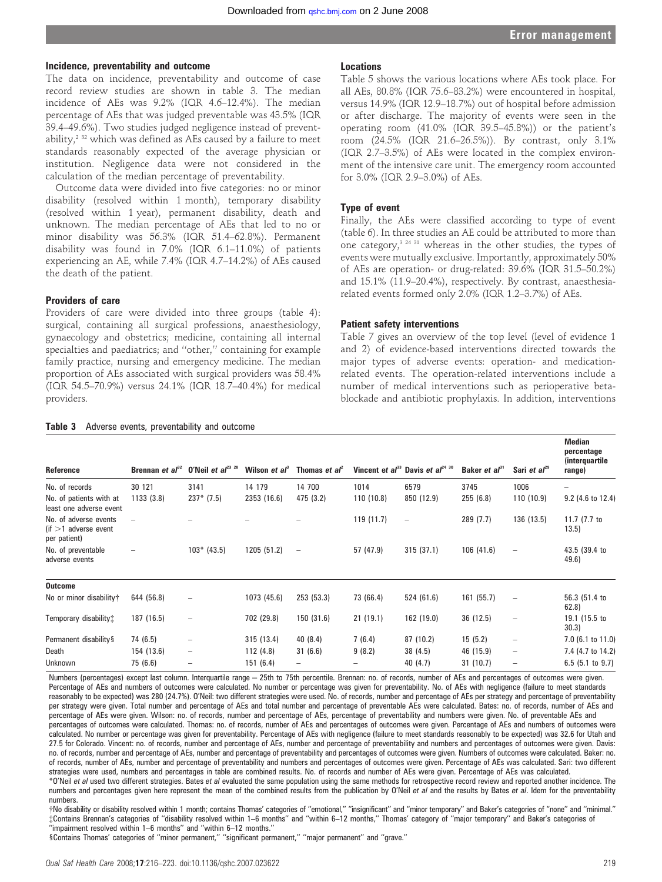### Incidence, preventability and outcome

The data on incidence, preventability and outcome of case record review studies are shown in table 3. The median incidence of AEs was 9.2% (IQR 4.6–12.4%). The median percentage of AEs that was judged preventable was 43.5% (IQR 39.4–49.6%). Two studies judged negligence instead of preventability,[2 32] which was defined as AEs caused by a failure to meet standards reasonably expected of the average physician or institution. Negligence data were not considered in the calculation of the median percentage of preventability.

Outcome data were divided into five categories: no or minor disability (resolved within 1 month), temporary disability (resolved within 1 year), permanent disability, death and unknown. The median percentage of AEs that led to no or minor disability was 56.3% (IQR 51.4–62.8%). Permanent disability was found in 7.0% (IQR 6.1–11.0%) of patients experiencing an AE, while 7.4% (IQR 4.7–14.2%) of AEs caused the death of the patient.

### Providers of care

Providers of care were divided into three groups (table 4): surgical, containing all surgical professions, anaesthesiology, gynaecology and obstetrics; medicine, containing all internal specialties and paediatrics; and "other," containing for example family practice, nursing and emergency medicine. The median proportion of AEs associated with surgical providers was 58.4% (IQR 54.5–70.9%) versus 24.1% (IQR 18.7–40.4%) for medical providers.

### Locations

Table 5 shows the various locations where AEs took place. For all AEs, 80.8% (IQR 75.6–83.2%) were encountered in hospital, versus 14.9% (IQR 12.9–18.7%) out of hospital before admission or after discharge. The majority of events were seen in the operating room (41.0% (IQR 39.5–45.8%)) or the patient's room (24.5% (IQR 21.6–26.5%)). By contrast, only 3.1% (IQR 2.7–3.5%) of AEs were located in the complex environment of the intensive care unit. The emergency room accounted for 3.0% (IQR 2.9–3.0%) of AEs.

### Type of event

Finally, the AEs were classified according to type of event (table 6). In three studies an AE could be attributed to more than one category,[3 24 31] whereas in the other studies, the types of events were mutually exclusive. Importantly, approximately 50% of AEs are operation- or drug-related: 39.6% (IQR 31.5–50.2%) and 15.1% (11.9–20.4%), respectively. By contrast, anaesthesia-related events formed only 2.0% (IQR 1.2–3.7%) of AEs.

### Patient safety interventions

Table 7 gives an overview of the top level (level of evidence 1 and 2) of evidence-based interventions directed towards the major types of adverse events: operation- and medication-related events. The operation-related interventions include a number of medical interventions such as perioperative beta-blockade and antibiotic prophylaxis. In addition, interventions

**Table 3** Adverse events, preventability and outcome

| Reference | Brennan *et al*[32] | O'Neil *et al*[23 28] | Wilson *et al*[3] | Thomas *et al*[2] | Vincent *et al*[33] | Davis *et al*[24 30] | Baker *et al*[31] | Sari *et al*[29] | Median percentage (interquartile range) |
|---|---|---|---|---|---|---|---|---|---|
| No. of records | 30 121 | 3141 | 14 179 | 14 700 | 1014 | 6579 | 3745 | 1006 | – |
| No. of patients with at least one adverse event | 1133 (3.8) | 237* (7.5) | 2353 (16.6) | 475 (3.2) | 110 (10.8) | 850 (12.9) | 255 (6.8) | 110 (10.9) | 9.2 (4.6 to 12.4) |
| No. of adverse events (if >1 adverse event per patient) | – | – | – | – | 119 (11.7) | – | 289 (7.7) | 136 (13.5) | 11.7 (7.7 to 13.5) |
| No. of preventable adverse events | – | 103* (43.5) | 1205 (51.2) | – | 57 (47.9) | 315 (37.1) | 106 (41.6) | – | 43.5 (39.4 to 49.6) |
| **Outcome** | | | | | | | | | |
| No or minor disability† | 644 (56.8) | – | 1073 (45.6) | 253 (53.3) | 73 (66.4) | 524 (61.6) | 161 (55.7) | – | 56.3 (51.4 to 62.8) |
| Temporary disability‡ | 187 (16.5) | – | 702 (29.8) | 150 (31.6) | 21 (19.1) | 162 (19.0) | 36 (12.5) | – | 19.1 (15.5 to 30.3) |
| Permanent disability§ | 74 (6.5) | – | 315 (13.4) | 40 (8.4) | 7 (6.4) | 87 (10.2) | 15 (5.2) | – | 7.0 (6.1 to 11.0) |
| Death | 154 (13.6) | – | 112 (4.8) | 31 (6.6) | 9 (8.2) | 38 (4.5) | 46 (15.9) | – | 7.4 (4.7 to 14.2) |
| Unknown | 75 (6.6) | – | 151 (6.4) | – | – | 40 (4.7) | 31 (10.7) | – | 6.5 (5.1 to 9.7) |

Numbers (percentages) except last column. Interquartile range = 25th to 75th percentile. Brennan: no. of records, number of AEs and percentages of outcomes were given. Percentage of AEs and numbers of outcomes were calculated. No number or percentage was given for preventability. No. of AEs with negligence (failure to meet standards reasonably to be expected) was 280 (24.7%). O'Neil: two different strategies were used. No. of records, number and percentage of AEs per strategy and percentage of preventability per strategy were given. Total number and percentage of AEs and total number and percentage of preventable AEs were calculated. Bates: no. of records, number of AEs and percentage of AEs were given. Wilson: no. of records, number and percentage of AEs, percentage of preventability and numbers were given. No. of preventable AEs and percentages of outcomes were calculated. Thomas: no. of records, number of AEs and percentages of outcomes were given. Percentage of AEs and numbers of outcomes were calculated. No number or percentage was given for preventability. Percentage of AEs with negligence (failure to meet standards reasonably to be expected) was 32.6 for Utah and 27.5 for Colorado. Vincent: no. of records, number and percentage of AEs, number and percentage of preventability and numbers and percentages of outcomes were given. Davis: no. of records, number and percentage of AEs, number and percentage of preventability and percentages of outcomes were given. Numbers of outcomes were calculated. Baker: no. of records, number of AEs, number and percentage of preventability and numbers and percentages of outcomes were given. Percentage of AEs was calculated. Sari: two different strategies were used, numbers and percentages in table are combined results. No. of records and number of AEs were given. Percentage of AEs was calculated.

*O'Neil *et al* used two different strategies. Bates *et al* evaluated the same population using the same methods for retrospective record review and reported another incidence. The numbers and percentages given here represent the mean of the combined results from the publication by O'Neil *et al* and the results by Bates *et al*. Idem for the preventability numbers.

†No disability or disability resolved within 1 month; contains Thomas' categories of "emotional," "insignificant" and "minor temporary" and Baker's categories of "none" and "minimal."

‡Contains Brennan's categories of "disability resolved within 1–6 months" and "within 6–12 months," Thomas' category of "major temporary" and Baker's categories of "impairment resolved within 1–6 months" and "within 6–12 months."

§Contains Thomas' categories of "minor permanent," "significant permanent," "major permanent" and "grave."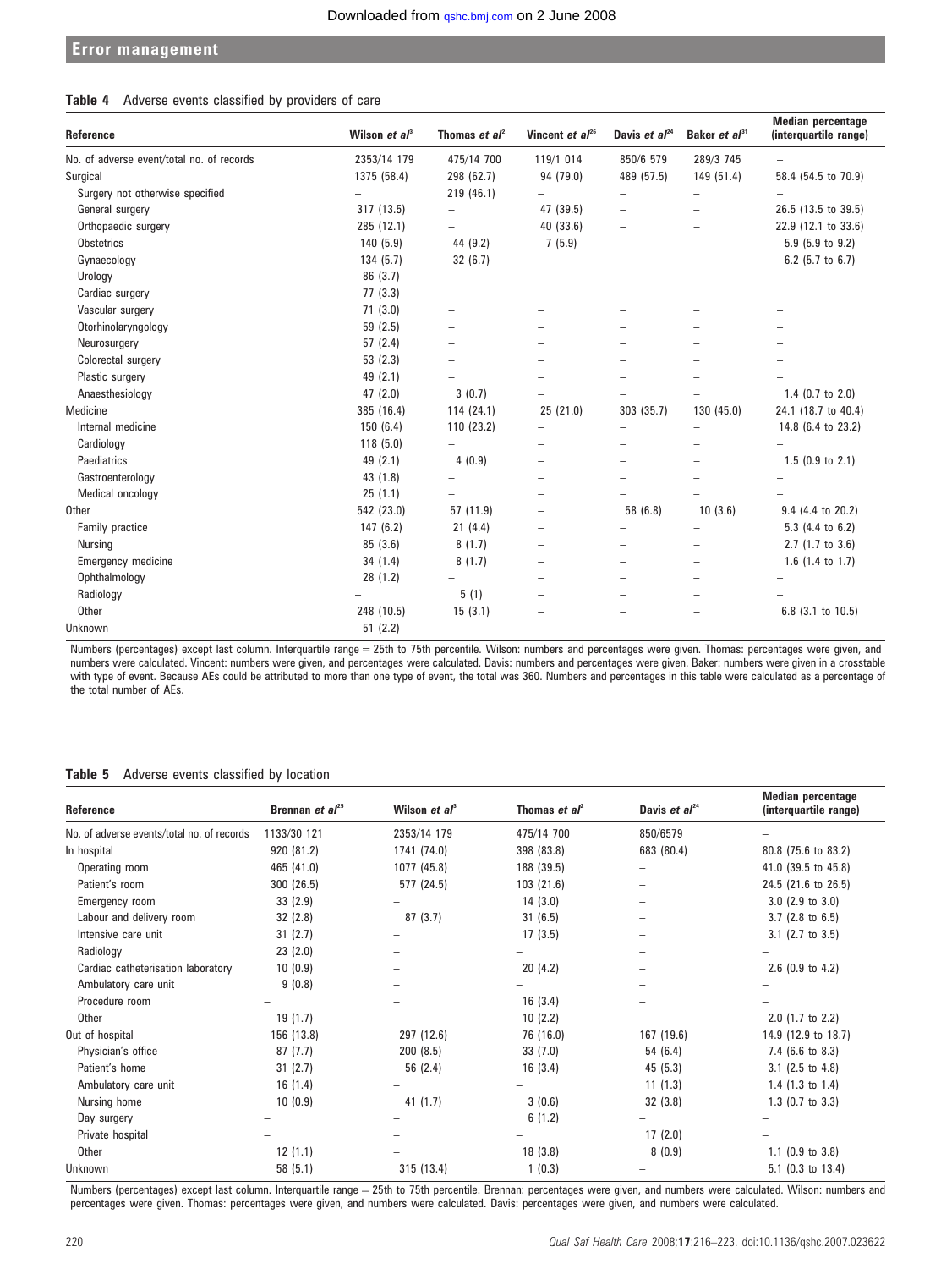## Error management

**Table 4** Adverse events classified by providers of care

| Reference | Wilson *et al*[3] | Thomas *et al*[2] | Vincent *et al*[26] | Davis *et al*[24] | Baker *et al*[31] | Median percentage (interquartile range) |
|---|---|---|---|---|---|---|
| No. of adverse event/total no. of records | 2353/14 179 | 475/14 700 | 119/1 014 | 850/6 579 | 289/3 745 | – |
| Surgical | 1375 (58.4) | 298 (62.7) | 94 (79.0) | 489 (57.5) | 149 (51.4) | 58.4 (54.5 to 70.9) |
| Surgery not otherwise specified | – | 219 (46.1) | – | – | – | – |
| General surgery | 317 (13.5) | – | 47 (39.5) | – | – | 26.5 (13.5 to 39.5) |
| Orthopaedic surgery | 285 (12.1) | – | 40 (33.6) | – | – | 22.9 (12.1 to 33.6) |
| Obstetrics | 140 (5.9) | 44 (9.2) | 7 (5.9) | – | – | 5.9 (5.9 to 9.2) |
| Gynaecology | 134 (5.7) | 32 (6.7) | – | – | – | 6.2 (5.7 to 6.7) |
| Urology | 86 (3.7) | – | – | – | – | – |
| Cardiac surgery | 77 (3.3) | – | – | – | – | – |
| Vascular surgery | 71 (3.0) | – | – | – | – | – |
| Otorhinolaryngology | 59 (2.5) | – | – | – | – | – |
| Neurosurgery | 57 (2.4) | – | – | – | – | – |
| Colorectal surgery | 53 (2.3) | – | – | – | – | – |
| Plastic surgery | 49 (2.1) | – | – | – | – | – |
| Anaesthesiology | 47 (2.0) | 3 (0.7) | – | – | – | 1.4 (0.7 to 2.0) |
| Medicine | 385 (16.4) | 114 (24.1) | 25 (21.0) | 303 (35.7) | 130 (45,0) | 24.1 (18.7 to 40.4) |
| Internal medicine | 150 (6.4) | 110 (23.2) | – | – | – | 14.8 (6.4 to 23.2) |
| Cardiology | 118 (5.0) | – | – | – | – | – |
| Paediatrics | 49 (2.1) | 4 (0.9) | – | – | – | 1.5 (0.9 to 2.1) |
| Gastroenterology | 43 (1.8) | – | – | – | – | – |
| Medical oncology | 25 (1.1) | – | – | – | – | – |
| Other | 542 (23.0) | 57 (11.9) | – | 58 (6.8) | 10 (3.6) | 9.4 (4.4 to 20.2) |
| Family practice | 147 (6.2) | 21 (4.4) | – | – | – | 5.3 (4.4 to 6.2) |
| Nursing | 85 (3.6) | 8 (1.7) | – | – | – | 2.7 (1.7 to 3.6) |
| Emergency medicine | 34 (1.4) | 8 (1.7) | – | – | – | 1.6 (1.4 to 1.7) |
| Ophthalmology | 28 (1.2) | – | – | – | – | – |
| Radiology | – | 5 (1) | – | – | – | – |
| Other | 248 (10.5) | 15 (3.1) | – | – | – | 6.8 (3.1 to 10.5) |
| Unknown | 51 (2.2) | | | | | |

Numbers (percentages) except last column. Interquartile range = 25th to 75th percentile. Wilson: numbers and percentages were given. Thomas: percentages were given, and numbers were calculated. Vincent: numbers were given, and percentages were calculated. Davis: numbers and percentages were given. Baker: numbers were given in a crosstable with type of event. Because AEs could be attributed to more than one type of event, the total was 360. Numbers and percentages in this table were calculated as a percentage of the total number of AEs.

**Table 5** Adverse events classified by location

| Reference | Brennan *et al*[25] | Wilson *et al*[3] | Thomas *et al*[2] | Davis *et al*[24] | Median percentage (interquartile range) |
|---|---|---|---|---|---|
| No. of adverse events/total no. of records | 1133/30 121 | 2353/14 179 | 475/14 700 | 850/6579 | – |
| In hospital | 920 (81.2) | 1741 (74.0) | 398 (83.8) | 683 (80.4) | 80.8 (75.6 to 83.2) |
| Operating room | 465 (41.0) | 1077 (45.8) | 188 (39.5) | – | 41.0 (39.5 to 45.8) |
| Patient's room | 300 (26.5) | 577 (24.5) | 103 (21.6) | – | 24.5 (21.6 to 26.5) |
| Emergency room | 33 (2.9) | – | 14 (3.0) | – | 3.0 (2.9 to 3.0) |
| Labour and delivery room | 32 (2.8) | 87 (3.7) | 31 (6.5) | – | 3.7 (2.8 to 6.5) |
| Intensive care unit | 31 (2.7) | – | 17 (3.5) | – | 3.1 (2.7 to 3.5) |
| Radiology | 23 (2.0) | – | – | – | – |
| Cardiac catheterisation laboratory | 10 (0.9) | – | 20 (4.2) | – | 2.6 (0.9 to 4.2) |
| Ambulatory care unit | 9 (0.8) | – | – | – | – |
| Procedure room | – | – | 16 (3.4) | – | – |
| Other | 19 (1.7) | – | 10 (2.2) | – | 2.0 (1.7 to 2.2) |
| Out of hospital | 156 (13.8) | 297 (12.6) | 76 (16.0) | 167 (19.6) | 14.9 (12.9 to 18.7) |
| Physician's office | 87 (7.7) | 200 (8.5) | 33 (7.0) | 54 (6.4) | 7.4 (6.6 to 8.3) |
| Patient's home | 31 (2.7) | 56 (2.4) | 16 (3.4) | 45 (5.3) | 3.1 (2.5 to 4.8) |
| Ambulatory care unit | 16 (1.4) | – | – | 11 (1.3) | 1.4 (1.3 to 1.4) |
| Nursing home | 10 (0.9) | 41 (1.7) | 3 (0.6) | 32 (3.8) | 1.3 (0.7 to 3.3) |
| Day surgery | – | – | 6 (1.2) | – | – |
| Private hospital | – | – | – | 17 (2.0) | – |
| Other | 12 (1.1) | – | 18 (3.8) | 8 (0.9) | 1.1 (0.9 to 3.8) |
| Unknown | 58 (5.1) | 315 (13.4) | 1 (0.3) | – | 5.1 (0.3 to 13.4) |

Numbers (percentages) except last column. Interquartile range = 25th to 75th percentile. Brennan: percentages were given, and numbers were calculated. Wilson: numbers and percentages were given. Thomas: percentages were given, and numbers were calculated. Davis: percentages were given, and numbers were calculated.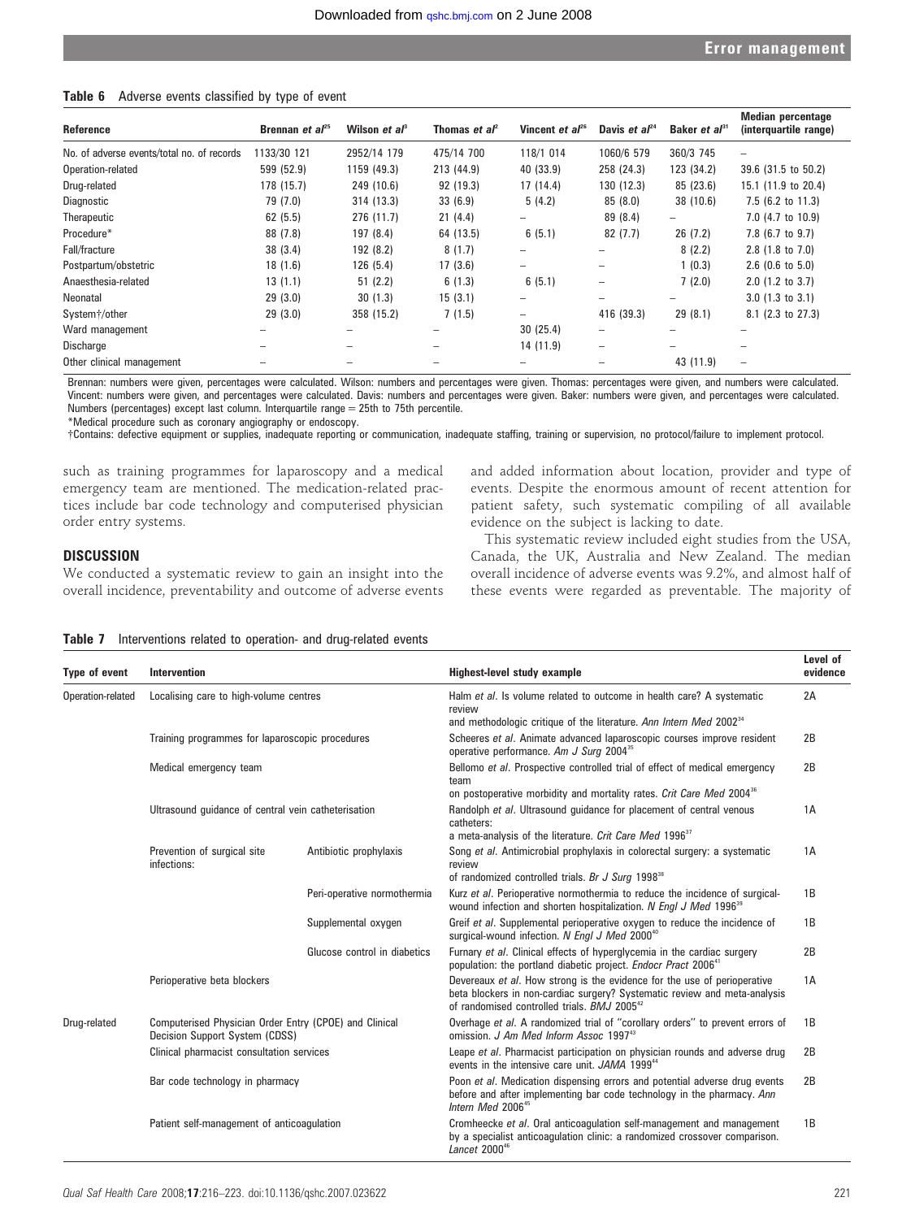**Table 6** Adverse events classified by type of event

| Reference | Brennan *et al*[25] | Wilson *et al*[8] | Thomas *et al*[2] | Vincent *et al*[26] | Davis *et al*[24] | Baker *et al*[31] | Median percentage (interquartile range) |
|---|---|---|---|---|---|---|---|
| No. of adverse events/total no. of records | 1133/30 121 | 2952/14 179 | 475/14 700 | 118/1 014 | 1060/6 579 | 360/3 745 | – |
| Operation-related | 599 (52.9) | 1159 (49.3) | 213 (44.9) | 40 (33.9) | 258 (24.3) | 123 (34.2) | 39.6 (31.5 to 50.2) |
| Drug-related | 178 (15.7) | 249 (10.6) | 92 (19.3) | 17 (14.4) | 130 (12.3) | 85 (23.6) | 15.1 (11.9 to 20.4) |
| Diagnostic | 79 (7.0) | 314 (13.3) | 33 (6.9) | 5 (4.2) | 85 (8.0) | 38 (10.6) | 7.5 (6.2 to 11.3) |
| Therapeutic | 62 (5.5) | 276 (11.7) | 21 (4.4) | – | 89 (8.4) | – | 7.0 (4.7 to 10.9) |
| Procedure* | 88 (7.8) | 197 (8.4) | 64 (13.5) | 6 (5.1) | 82 (7.7) | 26 (7.2) | 7.8 (6.7 to 9.7) |
| Fall/fracture | 38 (3.4) | 192 (8.2) | 8 (1.7) | – | – | 8 (2.2) | 2.8 (1.8 to 7.0) |
| Postpartum/obstetric | 18 (1.6) | 126 (5.4) | 17 (3.6) | – | – | 1 (0.3) | 2.6 (0.6 to 5.0) |
| Anaesthesia-related | 13 (1.1) | 51 (2.2) | 6 (1.3) | 6 (5.1) | – | 7 (2.0) | 2.0 (1.2 to 3.7) |
| Neonatal | 29 (3.0) | 30 (1.3) | 15 (3.1) | – | – | – | 3.0 (1.3 to 3.1) |
| System†/other | 29 (3.0) | 358 (15.2) | 7 (1.5) | – | 416 (39.3) | 29 (8.1) | 8.1 (2.3 to 27.3) |
| Ward management | – | – | – | 30 (25.4) | – | – | – |
| Discharge | – | – | – | 14 (11.9) | – | – | – |
| Other clinical management | – | – | – | – | – | 43 (11.9) | – |

Brennan: numbers were given, percentages were calculated. Wilson: numbers and percentages were given. Thomas: percentages were given, and numbers were calculated. Vincent: numbers were given, and percentages were calculated. Davis: numbers and percentages were given. Baker: numbers were given, and percentages were calculated. Numbers (percentages) except last column. Interquartile range = 25th to 75th percentile.
*Medical procedure such as coronary angiography or endoscopy.
†Contains: defective equipment or supplies, inadequate reporting or communication, inadequate staffing, training or supervision, no protocol/failure to implement protocol.

such as training programmes for laparoscopy and a medical emergency team are mentioned. The medication-related practices include bar code technology and computerised physician order entry systems.

## DISCUSSION

We conducted a systematic review to gain an insight into the overall incidence, preventability and outcome of adverse events and added information about location, provider and type of events. Despite the enormous amount of recent attention for patient safety, such systematic compiling of all available evidence on the subject is lacking to date.

This systematic review included eight studies from the USA, Canada, the UK, Australia and New Zealand. The median overall incidence of adverse events was 9.2%, and almost half of these events were regarded as preventable. The majority of

**Table 7** Interventions related to operation- and drug-related events

| Type of event | Intervention | | Highest-level study example | Level of evidence |
|---|---|---|---|---|
| Operation-related | Localising care to high-volume centres | | Halm *et al*. Is volume related to outcome in health care? A systematic review and methodologic critique of the literature. *Ann Intern Med* 2002[34] | 2A |
| | Training programmes for laparoscopic procedures | | Scheeres *et al*. Animate advanced laparoscopic courses improve resident operative performance. *Am J Surg* 2004[35] | 2B |
| | Medical emergency team | | Bellomo *et al*. Prospective controlled trial of effect of medical emergency team on postoperative morbidity and mortality rates. *Crit Care Med* 2004[36] | 2B |
| | Ultrasound guidance of central vein catheterisation | | Randolph *et al*. Ultrasound guidance for placement of central venous catheters: a meta-analysis of the literature. *Crit Care Med* 1996[37] | 1A |
| | Prevention of surgical site infections: | Antibiotic prophylaxis | Song *et al*. Antimicrobial prophylaxis in colorectal surgery: a systematic review of randomized controlled trials. *Br J Surg* 1998[38] | 1A |
| | | Peri-operative normothermia | Kurz *et al*. Perioperative normothermia to reduce the incidence of surgical-wound infection and shorten hospitalization. *N Engl J Med* 1996[39] | 1B |
| | | Supplemental oxygen | Greif *et al*. Supplemental perioperative oxygen to reduce the incidence of surgical-wound infection. *N Engl J Med* 2000[40] | 1B |
| | | Glucose control in diabetics | Furnary *et al*. Clinical effects of hyperglycemia in the cardiac surgery population: the portland diabetic project. *Endocr Pract* 2006[41] | 2B |
| | Perioperative beta blockers | | Devereaux *et al*. How strong is the evidence for the use of perioperative beta blockers in non-cardiac surgery? Systematic review and meta-analysis of randomised controlled trials. *BMJ* 2005[42] | 1A |
| Drug-related | Computerised Physician Order Entry (CPOE) and Clinical Decision Support System (CDSS) | | Overhage *et al*. A randomized trial of "corollary orders" to prevent errors of omission. *J Am Med Inform Assoc* 1997[43] | 1B |
| | Clinical pharmacist consultation services | | Leape *et al*. Pharmacist participation on physician rounds and adverse drug events in the intensive care unit. *JAMA* 1999[44] | 2B |
| | Bar code technology in pharmacy | | Poon *et al*. Medication dispensing errors and potential adverse drug events before and after implementing bar code technology in the pharmacy. *Ann Intern Med* 2006[45] | 2B |
| | Patient self-management of anticoagulation | | Cromheecke *et al*. Oral anticoagulation self-management and management by a specialist anticoagulation clinic: a randomized crossover comparison. *Lancet* 2000[46] | 1B |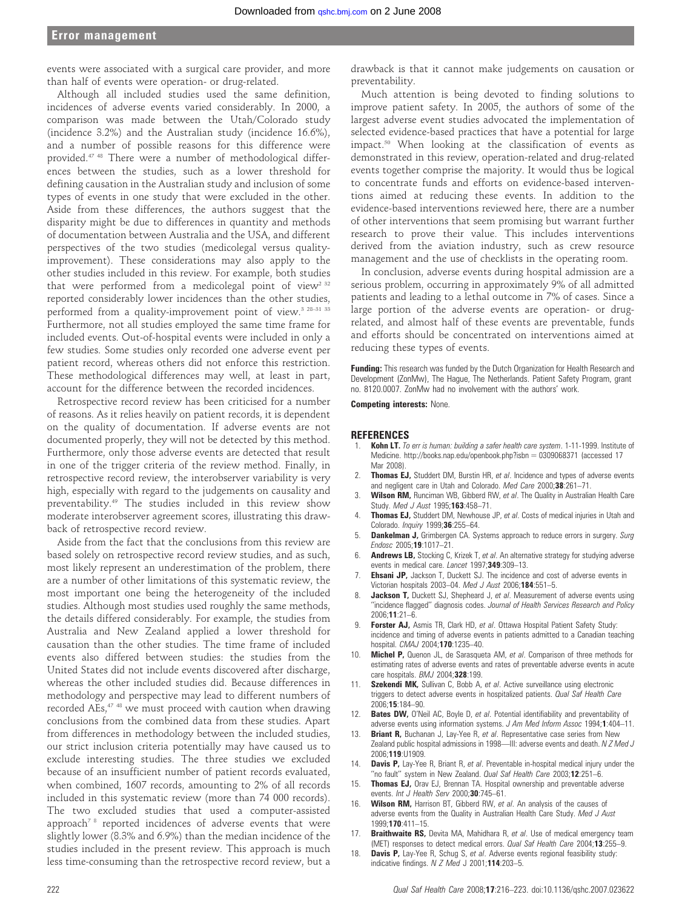events were associated with a surgical care provider, and more than half of events were operation- or drug-related.

Although all included studies used the same definition, incidences of adverse events varied considerably. In 2000, a comparison was made between the Utah/Colorado study (incidence 3.2%) and the Australian study (incidence 16.6%), and a number of possible reasons for this difference were provided.[47 48] There were a number of methodological differences between the studies, such as a lower threshold for defining causation in the Australian study and inclusion of some types of events in one study that were excluded in the other. Aside from these differences, the authors suggest that the disparity might be due to differences in quantity and methods of documentation between Australia and the USA, and different perspectives of the two studies (medicolegal versus quality-improvement). These considerations may also apply to the other studies included in this review. For example, both studies that were performed from a medicolegal point of view[2 32] reported considerably lower incidences than the other studies, performed from a quality-improvement point of view.[3 28–31 33] Furthermore, not all studies employed the same time frame for included events. Out-of-hospital events were included in only a few studies. Some studies only recorded one adverse event per patient record, whereas others did not enforce this restriction. These methodological differences may well, at least in part, account for the difference between the recorded incidences.

Retrospective record review has been criticised for a number of reasons. As it relies heavily on patient records, it is dependent on the quality of documentation. If adverse events are not documented properly, they will not be detected by this method. Furthermore, only those adverse events are detected that result in one of the trigger criteria of the review method. Finally, in retrospective record review, the interobserver variability is very high, especially with regard to the judgements on causality and preventability.[49] The studies included in this review show moderate interobserver agreement scores, illustrating this drawback of retrospective record review.

Aside from the fact that the conclusions from this review are based solely on retrospective record review studies, and as such, most likely represent an underestimation of the problem, there are a number of other limitations of this systematic review, the most important one being the heterogeneity of the included studies. Although most studies used roughly the same methods, the details differed considerably. For example, the studies from Australia and New Zealand applied a lower threshold for causation than the other studies. The time frame of included events also differed between studies: the studies from the United States did not include events discovered after discharge, whereas the other included studies did. Because differences in methodology and perspective may lead to different numbers of recorded AEs,[47 48] we must proceed with caution when drawing conclusions from the combined data from these studies. Apart from differences in methodology between the included studies, our strict inclusion criteria potentially may have caused us to exclude interesting studies. The three studies we excluded because of an insufficient number of patient records evaluated, when combined, 1607 records, amounting to 2% of all records included in this systematic review (more than 74 000 records). The two excluded studies that used a computer-assisted approach[7 8] reported incidences of adverse events that were slightly lower (8.3% and 6.9%) than the median incidence of the studies included in the present review. This approach is much less time-consuming than the retrospective record review, but a drawback is that it cannot make judgements on causation or preventability.

Much attention is being devoted to finding solutions to improve patient safety. In 2005, the authors of some of the largest adverse event studies advocated the implementation of selected evidence-based practices that have a potential for large impact.[50] When looking at the classification of events as demonstrated in this review, operation-related and drug-related events together comprise the majority. It would thus be logical to concentrate funds and efforts on evidence-based interventions aimed at reducing these events. In addition to the evidence-based interventions reviewed here, there are a number of other interventions that seem promising but warrant further research to prove their value. This includes interventions derived from the aviation industry, such as crew resource management and the use of checklists in the operating room.

In conclusion, adverse events during hospital admission are a serious problem, occurring in approximately 9% of all admitted patients and leading to a lethal outcome in 7% of cases. Since a large portion of the adverse events are operation- or drug-related, and almost half of these events are preventable, funds and efforts should be concentrated on interventions aimed at reducing these types of events.

**Funding:** This research was funded by the Dutch Organization for Health Research and Development (ZonMw), The Hague, The Netherlands. Patient Safety Program, grant no. 8120.0007. ZonMw had no involvement with the authors' work.

**Competing interests:** None.

## REFERENCES

1. **Kohn LT.** *To err is human: building a safer health care system*. 1-11-1999. Institute of Medicine. http://books.nap.edu/openbook.php?isbn = 0309068371 (accessed 17 Mar 2008).
2. **Thomas EJ,** Studdert DM, Burstin HR, *et al*. Incidence and types of adverse events and negligent care in Utah and Colorado. *Med Care* 2000;**38**:261–71.
3. **Wilson RM,** Runciman WB, Gibberd RW, *et al*. The Quality in Australian Health Care Study. *Med J Aust* 1995;**163**:458–71.
4. **Thomas EJ,** Studdert DM, Newhouse JP, *et al*. Costs of medical injuries in Utah and Colorado. *Inquiry* 1999;**36**:255–64.
5. **Dankelman J,** Grimbergen CA. Systems approach to reduce errors in surgery. *Surg Endosc* 2005;**19**:1017–21.
6. **Andrews LB,** Stocking C, Krizek T, *et al*. An alternative strategy for studying adverse events in medical care. *Lancet* 1997;**349**:309–13.
7. **Ehsani JP,** Jackson T, Duckett SJ. The incidence and cost of adverse events in Victorian hospitals 2003–04. *Med J Aust* 2006;**184**:551–5.
8. **Jackson T,** Duckett SJ, Shepheard J, *et al*. Measurement of adverse events using "incidence flagged" diagnosis codes. *Journal of Health Services Research and Policy* 2006;**11**:21–6.
9. **Forster AJ,** Asmis TR, Clark HD, *et al*. Ottawa Hospital Patient Safety Study: incidence and timing of adverse events in patients admitted to a Canadian teaching hospital. *CMAJ* 2004;**170**:1235–40.
10. **Michel P,** Quenon JL, de Sarasqueta AM, *et al*. Comparison of three methods for estimating rates of adverse events and rates of preventable adverse events in acute care hospitals. *BMJ* 2004;**328**:199.
11. **Szekendi MK,** Sullivan C, Bobb A, *et al*. Active surveillance using electronic triggers to detect adverse events in hospitalized patients. *Qual Saf Health Care* 2006;**15**:184–90.
12. **Bates DW,** O'Neil AC, Boyle D, *et al*. Potential identifiability and preventability of adverse events using information systems. *J Am Med Inform Assoc* 1994;**1**:404–11.
13. **Briant R,** Buchanan J, Lay-Yee R, *et al*. Representative case series from New Zealand public hospital admissions in 1998—III: adverse events and death. *N Z Med J* 2006;**119**:U1909.
14. **Davis P,** Lay-Yee R, Briant R, *et al*. Preventable in-hospital medical injury under the "no fault" system in New Zealand. *Qual Saf Health Care* 2003;**12**:251–6.
15. **Thomas EJ,** Orav EJ, Brennan TA. Hospital ownership and preventable adverse events. *Int J Health Serv* 2000;**30**:745–61.
16. **Wilson RM,** Harrison BT, Gibberd RW, *et al*. An analysis of the causes of adverse events from the Quality in Australian Health Care Study. *Med J Aust* 1999;**170**:411–15.
17. **Braithwaite RS,** Devita MA, Mahidhara R, *et al*. Use of medical emergency team (MET) responses to detect medical errors. *Qual Saf Health Care* 2004;**13**:255–9.
18. **Davis P,** Lay-Yee R, Schug S, *et al*. Adverse events regional feasibility study: indicative findings. *N Z Med* J 2001;**114**:203–5.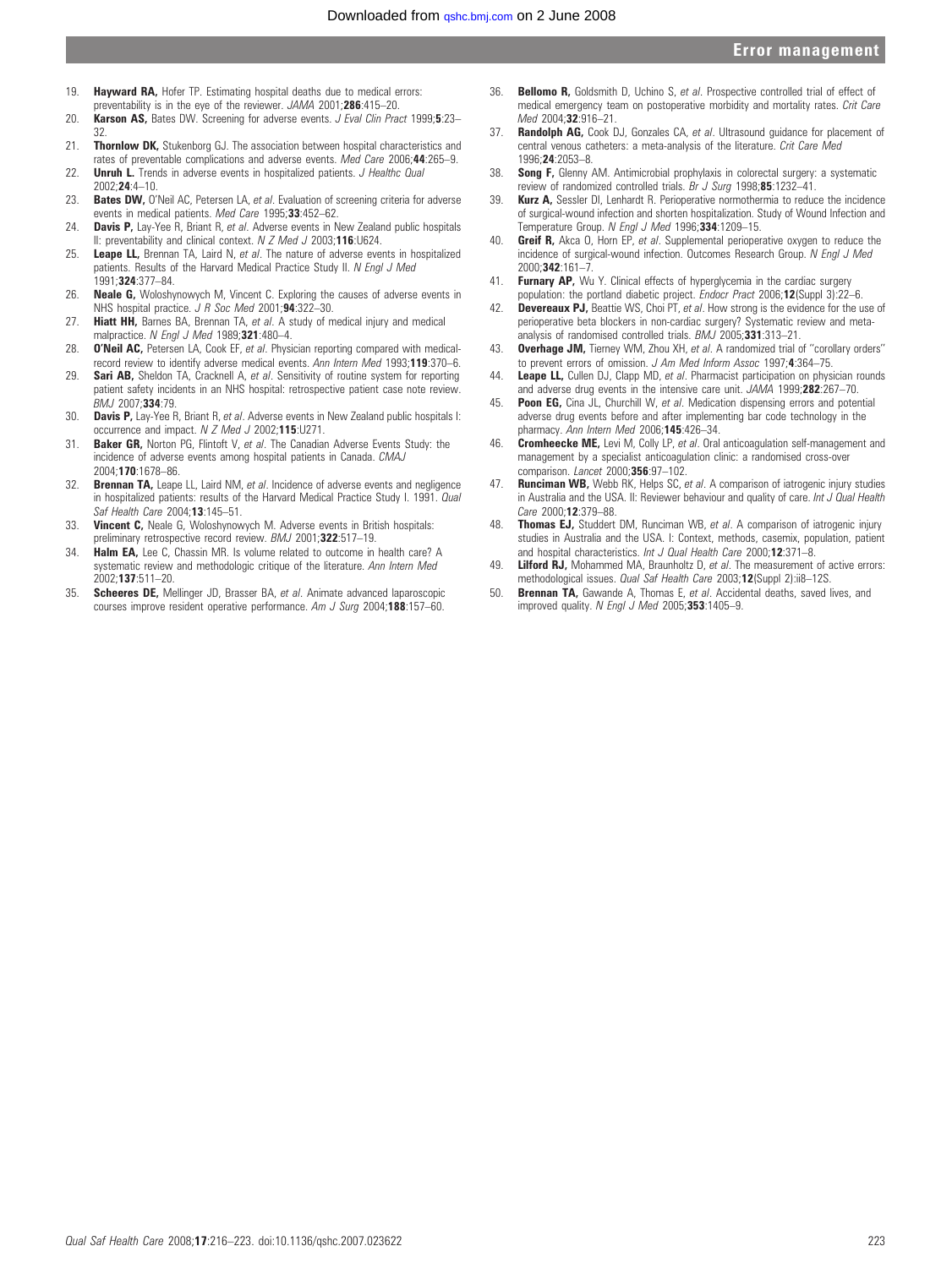19. **Hayward RA,** Hofer TP. Estimating hospital deaths due to medical errors: preventability is in the eye of the reviewer. *JAMA* 2001;**286**:415–20.
20. **Karson AS,** Bates DW. Screening for adverse events. *J Eval Clin Pract* 1999;**5**:23–32.
21. **Thornlow DK,** Stukenborg GJ. The association between hospital characteristics and rates of preventable complications and adverse events. *Med Care* 2006;**44**:265–9.
22. **Unruh L.** Trends in adverse events in hospitalized patients. *J Healthc Qual* 2002;**24**:4–10.
23. **Bates DW,** O'Neil AC, Petersen LA, *et al*. Evaluation of screening criteria for adverse events in medical patients. *Med Care* 1995;**33**:452–62.
24. **Davis P,** Lay-Yee R, Briant R, *et al*. Adverse events in New Zealand public hospitals II: preventability and clinical context. *N Z Med J* 2003;**116**:U624.
25. **Leape LL,** Brennan TA, Laird N, *et al*. The nature of adverse events in hospitalized patients. Results of the Harvard Medical Practice Study II. *N Engl J Med* 1991;**324**:377–84.
26. **Neale G,** Woloshynowych M, Vincent C. Exploring the causes of adverse events in NHS hospital practice. *J R Soc Med* 2001;**94**:322–30.
27. **Hiatt HH,** Barnes BA, Brennan TA, *et al*. A study of medical injury and medical malpractice. *N Engl J Med* 1989;**321**:480–4.
28. **O'Neil AC,** Petersen LA, Cook EF, *et al*. Physician reporting compared with medical-record review to identify adverse medical events. *Ann Intern Med* 1993;**119**:370–6.
29. **Sari AB,** Sheldon TA, Cracknell A, *et al*. Sensitivity of routine system for reporting patient safety incidents in an NHS hospital: retrospective patient case note review. *BMJ* 2007;**334**:79.
30. **Davis P,** Lay-Yee R, Briant R, *et al*. Adverse events in New Zealand public hospitals I: occurrence and impact. *N Z Med J* 2002;**115**:U271.
31. **Baker GR,** Norton PG, Flintoft V, *et al*. The Canadian Adverse Events Study: the incidence of adverse events among hospital patients in Canada. *CMAJ* 2004;**170**:1678–86.
32. **Brennan TA,** Leape LL, Laird NM, *et al*. Incidence of adverse events and negligence in hospitalized patients: results of the Harvard Medical Practice Study I. 1991. *Qual Saf Health Care* 2004;**13**:145–51.
33. **Vincent C,** Neale G, Woloshynowych M. Adverse events in British hospitals: preliminary retrospective record review. *BMJ* 2001;**322**:517–19.
34. **Halm EA,** Lee C, Chassin MR. Is volume related to outcome in health care? A systematic review and methodologic critique of the literature. *Ann Intern Med* 2002;**137**:511–20.
35. **Scheeres DE,** Mellinger JD, Brasser BA, *et al*. Animate advanced laparoscopic courses improve resident operative performance. *Am J Surg* 2004;**188**:157–60.
36. **Bellomo R,** Goldsmith D, Uchino S, *et al*. Prospective controlled trial of effect of medical emergency team on postoperative morbidity and mortality rates. *Crit Care Med* 2004;**32**:916–21.
37. **Randolph AG,** Cook DJ, Gonzales CA, *et al*. Ultrasound guidance for placement of central venous catheters: a meta-analysis of the literature. *Crit Care Med* 1996;**24**:2053–8.
38. **Song F,** Glenny AM. Antimicrobial prophylaxis in colorectal surgery: a systematic review of randomized controlled trials. *Br J Surg* 1998;**85**:1232–41.
39. **Kurz A,** Sessler DI, Lenhardt R. Perioperative normothermia to reduce the incidence of surgical-wound infection and shorten hospitalization. Study of Wound Infection and Temperature Group. *N Engl J Med* 1996;**334**:1209–15.
40. **Greif R,** Akca O, Horn EP, *et al*. Supplemental perioperative oxygen to reduce the incidence of surgical-wound infection. Outcomes Research Group. *N Engl J Med* 2000;**342**:161–7.
41. **Furnary AP,** Wu Y. Clinical effects of hyperglycemia in the cardiac surgery population: the portland diabetic project. *Endocr Pract* 2006;**12**(Suppl 3):22–6.
42. **Devereaux PJ,** Beattie WS, Choi PT, *et al*. How strong is the evidence for the use of perioperative beta blockers in non-cardiac surgery? Systematic review and meta-analysis of randomised controlled trials. *BMJ* 2005;**331**:313–21.
43. **Overhage JM,** Tierney WM, Zhou XH, *et al*. A randomized trial of "corollary orders" to prevent errors of omission. *J Am Med Inform Assoc* 1997;**4**:364–75.
44. **Leape LL,** Cullen DJ, Clapp MD, *et al*. Pharmacist participation on physician rounds and adverse drug events in the intensive care unit. *JAMA* 1999;**282**:267–70.
45. **Poon EG,** Cina JL, Churchill W, *et al*. Medication dispensing errors and potential adverse drug events before and after implementing bar code technology in the pharmacy. *Ann Intern Med* 2006;**145**:426–34.
46. **Cromheecke ME,** Levi M, Colly LP, *et al*. Oral anticoagulation self-management and management by a specialist anticoagulation clinic: a randomised cross-over comparison. *Lancet* 2000;**356**:97–102.
47. **Runciman WB,** Webb RK, Helps SC, *et al*. A comparison of iatrogenic injury studies in Australia and the USA. II: Reviewer behaviour and quality of care. *Int J Qual Health Care* 2000;**12**:379–88.
48. **Thomas EJ,** Studdert DM, Runciman WB, *et al*. A comparison of iatrogenic injury studies in Australia and the USA. I: Context, methods, casemix, population, patient and hospital characteristics. *Int J Qual Health Care* 2000;**12**:371–8.
49. **Lilford RJ,** Mohammed MA, Braunholtz D, *et al*. The measurement of active errors: methodological issues. *Qual Saf Health Care* 2003;**12**(Suppl 2):ii8–12S.
50. **Brennan TA,** Gawande A, Thomas E, *et al*. Accidental deaths, saved lives, and improved quality. *N Engl J Med* 2005;**353**:1405–9.